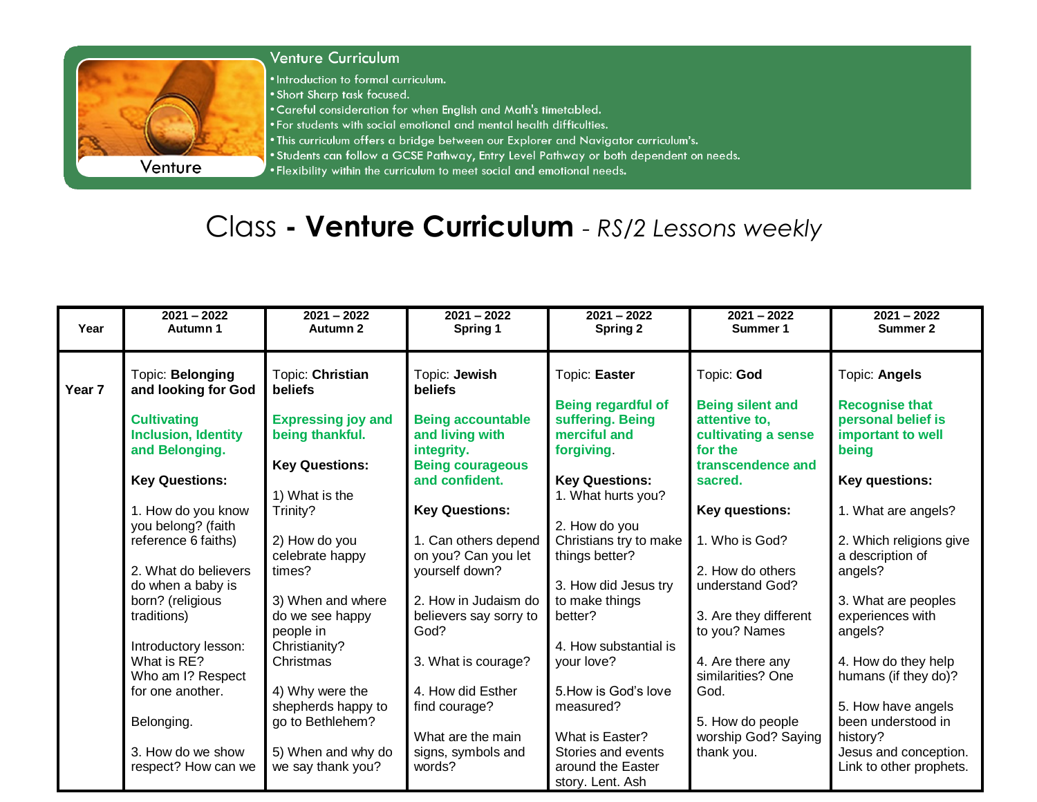## Venture Curriculum

- Introduction to formal curriculum.
- Short Sharp task focused.
- Careful consideration for when English and Math's timetabled.
- For students with social emotional and mental health difficulties.
- This curriculum offers a bridge between our Explorer and Navigator curriculum's.
- Students can follow a GCSE Pathway, Entry Level Pathway or both dependent on needs.
- Flexibility within the curriculum to meet social and emotional needs.

Venture

# Class - **Venture Curriculum** - *RS/2 Lessons weekly*

| Year | 2021 – 2022 Autumn 1 | 2021 – 2022 Autumn 2 | 2021 – 2022 Spring 1 | 2021 – 2022 Spring 2 | 2021 – 2022 Summer 1 | 2021 – 2022 Summer 2 |
|---|---|---|---|---|---|---|
| **Year 7** | Topic: **Belonging and looking for God**<br><br>**Cultivating Inclusion, Identity and Belonging.**<br><br>**Key Questions:**<br><br>1. How do you know you belong? (faith reference 6 faiths)<br><br>2. What do believers do when a baby is born? (religious traditions)<br><br>Introductory lesson: What is RE? Who am I? Respect for one another.<br><br>Belonging.<br><br>3. How do we show respect? How can we | Topic: **Christian beliefs**<br><br>**Expressing joy and being thankful.**<br><br>**Key Questions:**<br><br>1) What is the Trinity?<br><br>2) How do you celebrate happy times?<br><br>3) When and where do we see happy people in Christianity? Christmas<br><br>4) Why were the shepherds happy to go to Bethlehem?<br><br>5) When and why do we say thank you? | Topic: **Jewish beliefs**<br><br>**Being accountable and living with integrity. Being courageous and confident.**<br><br>**Key Questions:**<br><br>1. Can others depend on you? Can you let yourself down?<br><br>2. How in Judaism do believers say sorry to God?<br><br>3. What is courage?<br><br>4. How did Esther find courage?<br><br>What are the main signs, symbols and words? | Topic: **Easter**<br><br>**Being regardful of suffering. Being merciful and forgiving.**<br><br>**Key Questions:**<br>1. What hurts you?<br><br>2. How do you Christians try to make things better?<br><br>3. How did Jesus try to make things better?<br><br>4. How substantial is your love?<br><br>5.How is God's love measured?<br><br>What is Easter? Stories and events around the Easter story. Lent. Ash | Topic: **God**<br><br>**Being silent and attentive to, cultivating a sense for the transcendence and sacred.**<br><br>**Key questions:**<br><br>1. Who is God?<br><br>2. How do others understand God?<br><br>3. Are they different to you? Names<br><br>4. Are there any similarities? One God.<br><br>5. How do people worship God? Saying thank you. | Topic: **Angels**<br><br>**Recognise that personal belief is important to well being**<br><br>**Key questions:**<br><br>1. What are angels?<br><br>2. Which religions give a description of angels?<br><br>3. What are peoples experiences with angels?<br><br>4. How do they help humans (if they do)?<br><br>5. How have angels been understood in history?<br>Jesus and conception. Link to other prophets. |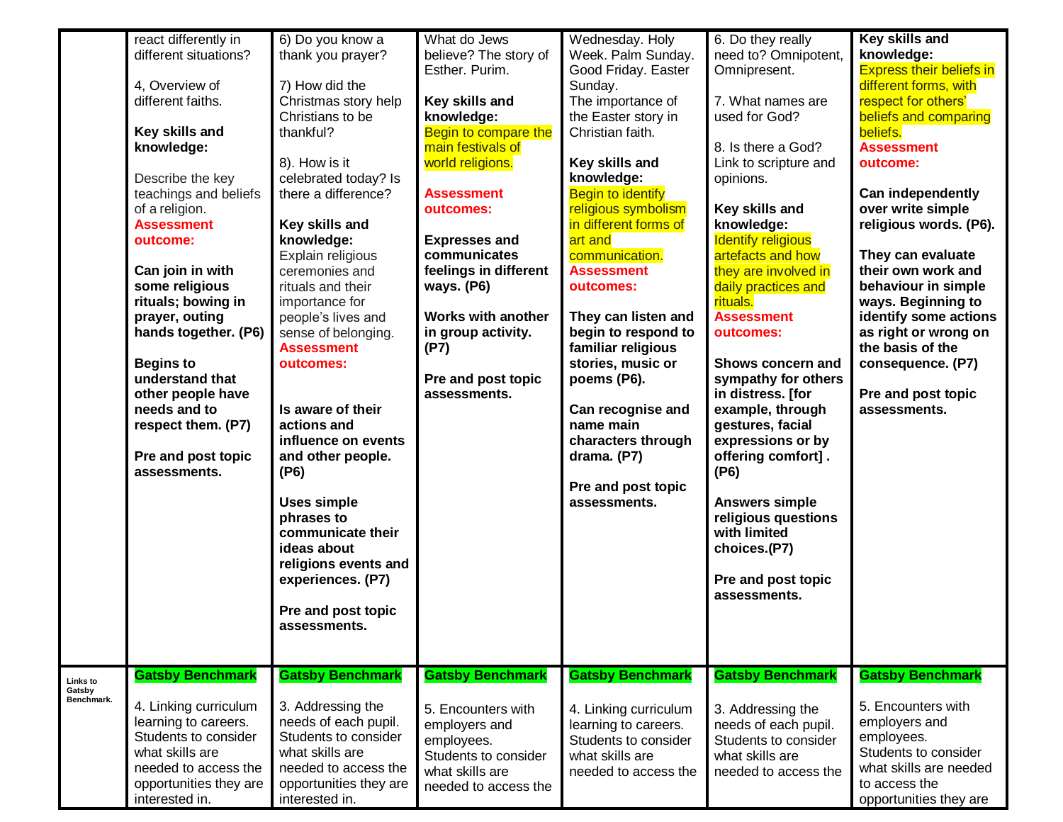| | | | | | | |
|---|---|---|---|---|---|---|
| | react differently in different situations?<br><br>4, Overview of different faiths.<br><br>**Key skills and knowledge:**<br><br>Describe the key teachings and beliefs of a religion.<br>**Assessment outcome:**<br><br>**Can join in with some religious rituals; bowing in prayer, outing hands together. (P6)**<br><br>**Begins to understand that other people have needs and to respect them. (P7)**<br><br>**Pre and post topic assessments.** | 6) Do you know a thank you prayer?<br><br>7) How did the Christmas story help Christians to be thankful?<br><br>8). How is it celebrated today? Is there a difference?<br><br>**Key skills and knowledge:**<br>Explain religious ceremonies and rituals and their importance for people's lives and sense of belonging.<br>**Assessment outcomes:**<br><br>**Is aware of their actions and influence on events and other people. (P6)**<br><br>**Uses simple phrases to communicate their ideas about religions events and experiences. (P7)**<br><br>**Pre and post topic assessments.** | What do Jews believe? The story of Esther. Purim.<br><br>**Key skills and knowledge:**<br>Begin to compare the main festivals of world religions.<br><br>**Assessment outcomes:**<br><br>**Expresses and communicates feelings in different ways. (P6)**<br><br>**Works with another in group activity. (P7)**<br><br>**Pre and post topic assessments.** | Wednesday. Holy Week. Palm Sunday. Good Friday. Easter Sunday.<br>The importance of the Easter story in Christian faith.<br><br>**Key skills and knowledge:**<br>Begin to identify religious symbolism in different forms of art and communication.<br>**Assessment outcomes:**<br><br>**They can listen and begin to respond to familiar religious stories, music or poems (P6).**<br><br>**Can recognise and name main characters through drama. (P7)**<br><br>**Pre and post topic assessments.** | 6. Do they really need to? Omnipotent, Omnipresent.<br><br>7. What names are used for God?<br><br>8. Is there a God? Link to scripture and opinions.<br><br>**Key skills and knowledge:**<br>Identify religious artefacts and how they are involved in daily practices and rituals.<br>**Assessment outcomes:**<br><br>**Shows concern and sympathy for others in distress. [for example, through gestures, facial expressions or by offering comfort] . (P6)**<br><br>**Answers simple religious questions with limited choices.(P7)**<br><br>**Pre and post topic assessments.** | **Key skills and knowledge:**<br>Express their beliefs in different forms, with respect for others' beliefs and comparing beliefs.<br>**Assessment outcome:**<br><br>**Can independently over write simple religious words. (P6).**<br><br>**They can evaluate their own work and behaviour in simple ways. Beginning to identify some actions as right or wrong on the basis of the consequence. (P7)**<br><br>**Pre and post topic assessments.** |
| **Links to Gatsby Benchmark.** | **Gatsby Benchmark**<br><br>4. Linking curriculum learning to careers. Students to consider what skills are needed to access the opportunities they are interested in. | **Gatsby Benchmark**<br><br>3. Addressing the needs of each pupil. Students to consider what skills are needed to access the opportunities they are interested in. | **Gatsby Benchmark**<br><br>5. Encounters with employers and employees. Students to consider what skills are needed to access the | **Gatsby Benchmark**<br><br>4. Linking curriculum learning to careers. Students to consider what skills are needed to access the | **Gatsby Benchmark**<br><br>3. Addressing the needs of each pupil. Students to consider what skills are needed to access the | **Gatsby Benchmark**<br><br>5. Encounters with employers and employees. Students to consider what skills are needed to access the opportunities they are |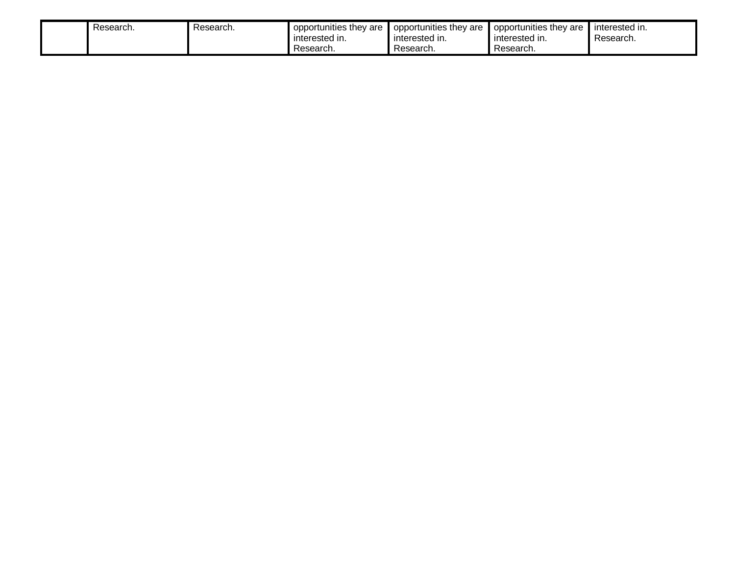| | | | | | | |
|---|---|---|---|---|---|---|
| | Research. | Research. | opportunities they are interested in. Research. | opportunities they are interested in. Research. | opportunities they are interested in. Research. | interested in. Research. |